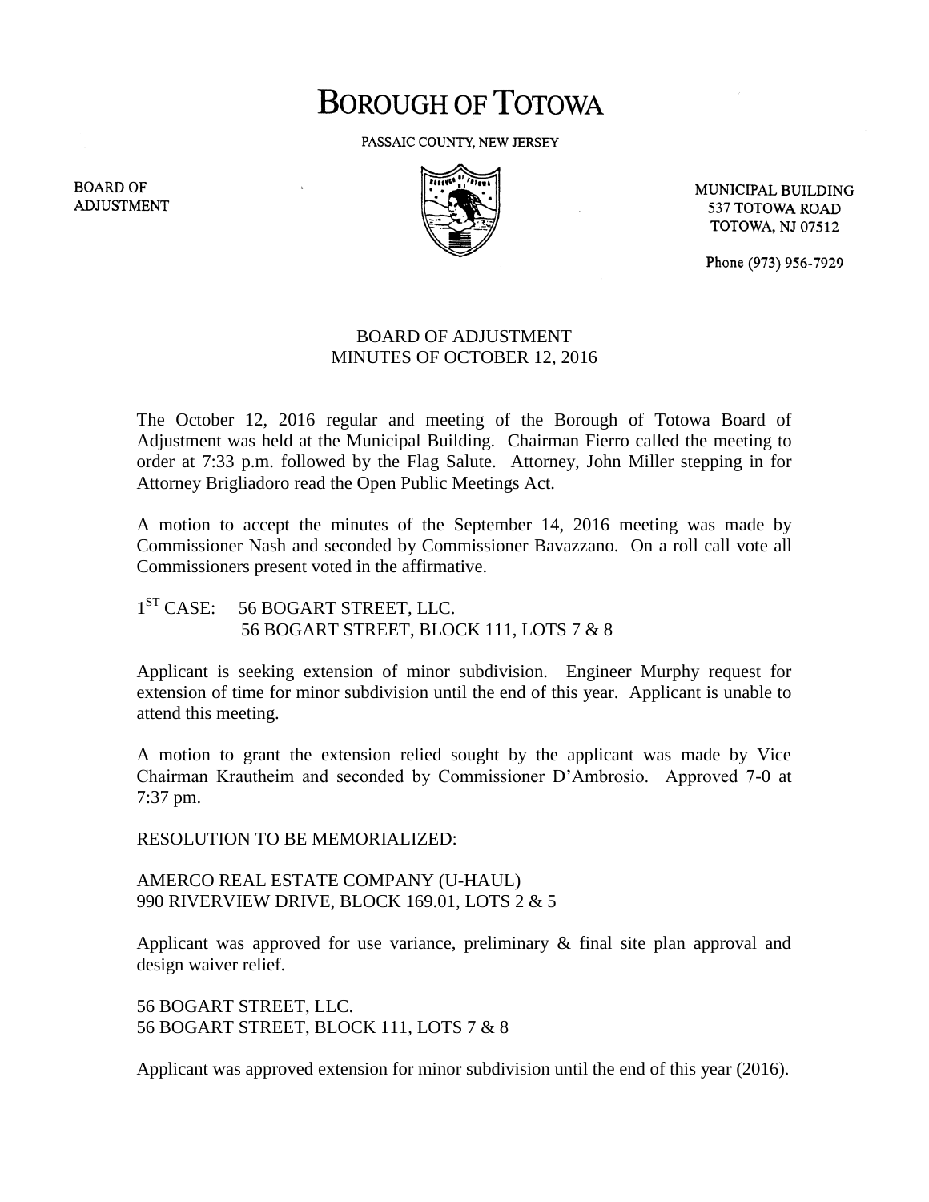# BOROUGH OF TOTOWA

PASSAIC COUNTY, NEW JERSEY

BOARD OF ADJUSTMENT

MUNICIPAL BUILDING
537 TOTOWA ROAD
TOTOWA, NJ 07512

Phone (973) 956-7929

## BOARD OF ADJUSTMENT
## MINUTES OF OCTOBER 12, 2016

The October 12, 2016 regular and meeting of the Borough of Totowa Board of Adjustment was held at the Municipal Building. Chairman Fierro called the meeting to order at 7:33 p.m. followed by the Flag Salute. Attorney, John Miller stepping in for Attorney Brigliadoro read the Open Public Meetings Act.

A motion to accept the minutes of the September 14, 2016 meeting was made by Commissioner Nash and seconded by Commissioner Bavazzano. On a roll call vote all Commissioners present voted in the affirmative.

1ST CASE: 56 BOGART STREET, LLC.
56 BOGART STREET, BLOCK 111, LOTS 7 & 8

Applicant is seeking extension of minor subdivision. Engineer Murphy request for extension of time for minor subdivision until the end of this year. Applicant is unable to attend this meeting.

A motion to grant the extension relied sought by the applicant was made by Vice Chairman Krautheim and seconded by Commissioner D'Ambrosio. Approved 7-0 at 7:37 pm.

RESOLUTION TO BE MEMORIALIZED:

AMERCO REAL ESTATE COMPANY (U-HAUL)
990 RIVERVIEW DRIVE, BLOCK 169.01, LOTS 2 & 5

Applicant was approved for use variance, preliminary & final site plan approval and design waiver relief.

56 BOGART STREET, LLC.
56 BOGART STREET, BLOCK 111, LOTS 7 & 8

Applicant was approved extension for minor subdivision until the end of this year (2016).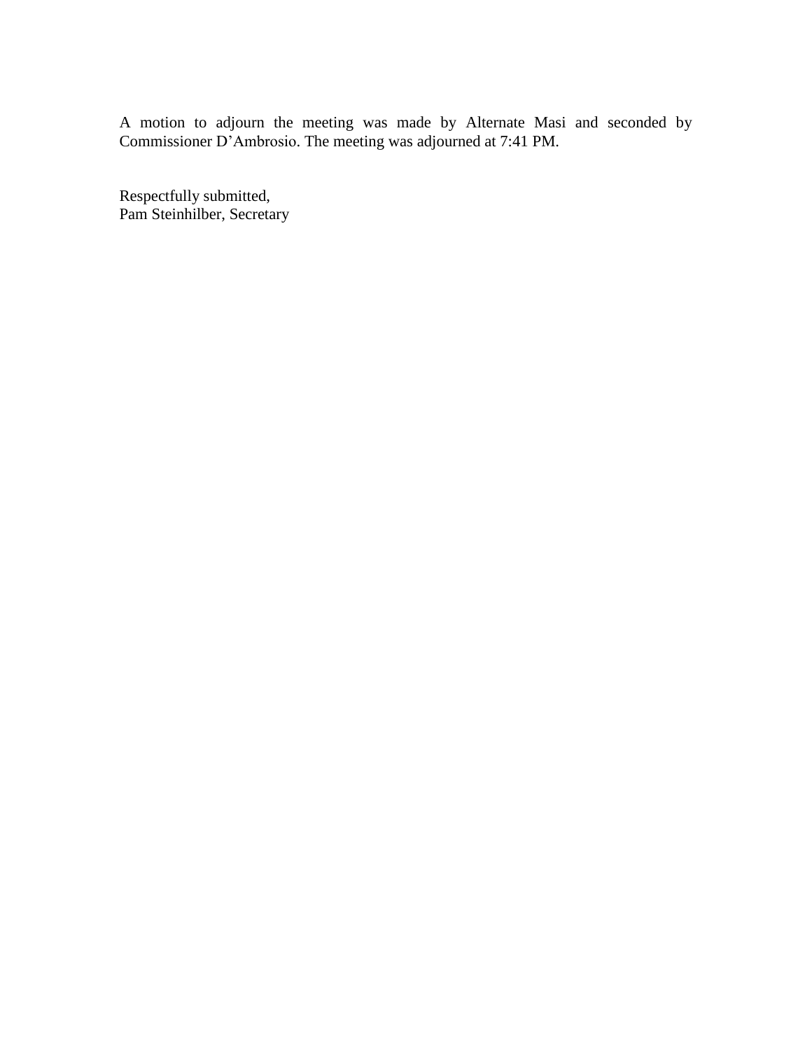A motion to adjourn the meeting was made by Alternate Masi and seconded by Commissioner D'Ambrosio. The meeting was adjourned at 7:41 PM.

Respectfully submitted,
Pam Steinhilber, Secretary